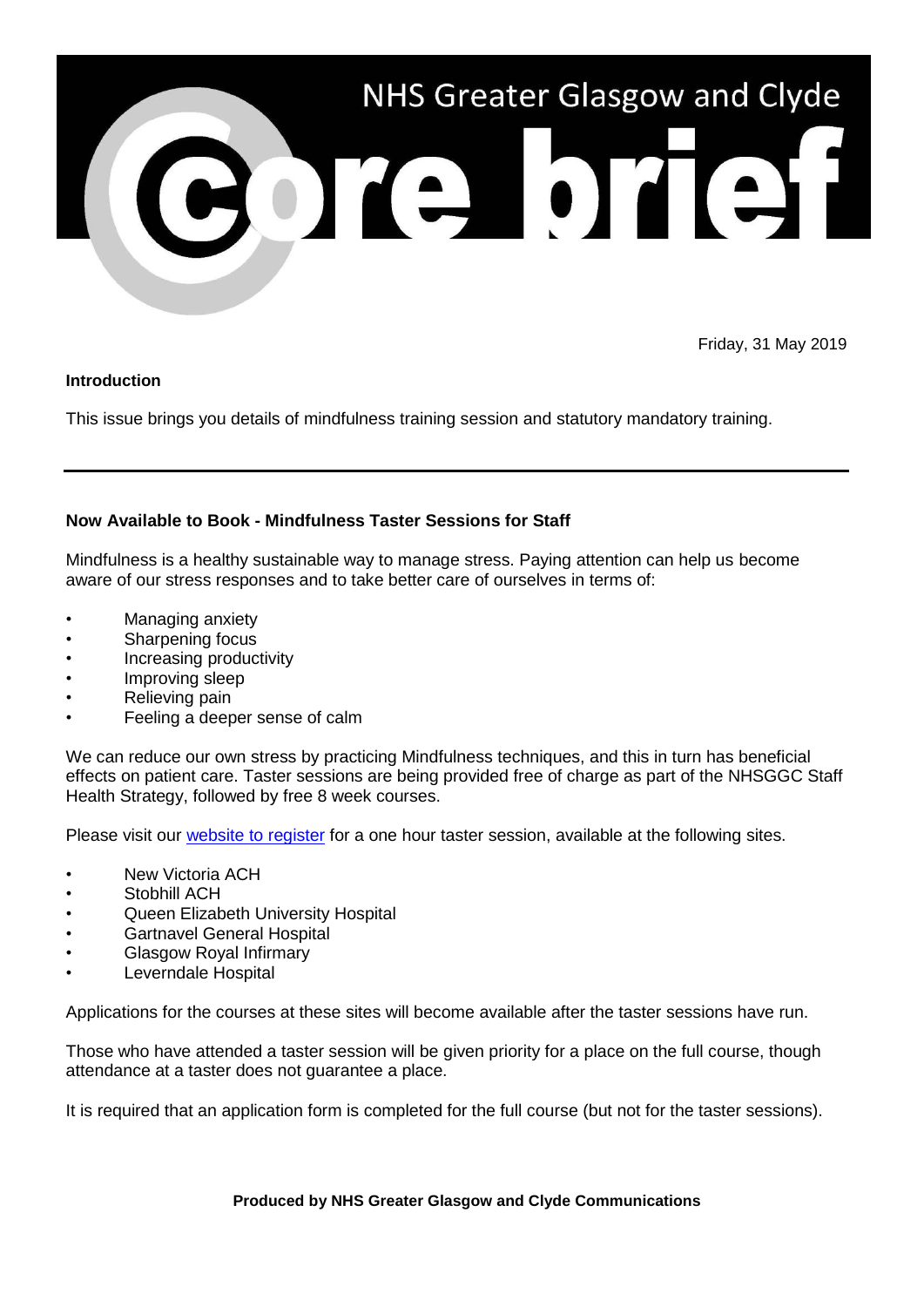# NHS Greater Glasgow and Clyde

# core brief

Friday, 31 May 2019

**Introduction**

This issue brings you details of mindfulness training session and statutory mandatory training.

---

**Now Available to Book - Mindfulness Taster Sessions for Staff**

Mindfulness is a healthy sustainable way to manage stress. Paying attention can help us become aware of our stress responses and to take better care of ourselves in terms of:

- Managing anxiety
- Sharpening focus
- Increasing productivity
- Improving sleep
- Relieving pain
- Feeling a deeper sense of calm

We can reduce our own stress by practicing Mindfulness techniques, and this in turn has beneficial effects on patient care. Taster sessions are being provided free of charge as part of the NHSGGC Staff Health Strategy, followed by free 8 week courses.

Please visit our website to register for a one hour taster session, available at the following sites.

- New Victoria ACH
- Stobhill ACH
- Queen Elizabeth University Hospital
- Gartnavel General Hospital
- Glasgow Royal Infirmary
- Leverndale Hospital

Applications for the courses at these sites will become available after the taster sessions have run.

Those who have attended a taster session will be given priority for a place on the full course, though attendance at a taster does not guarantee a place.

It is required that an application form is completed for the full course (but not for the taster sessions).

**Produced by NHS Greater Glasgow and Clyde Communications**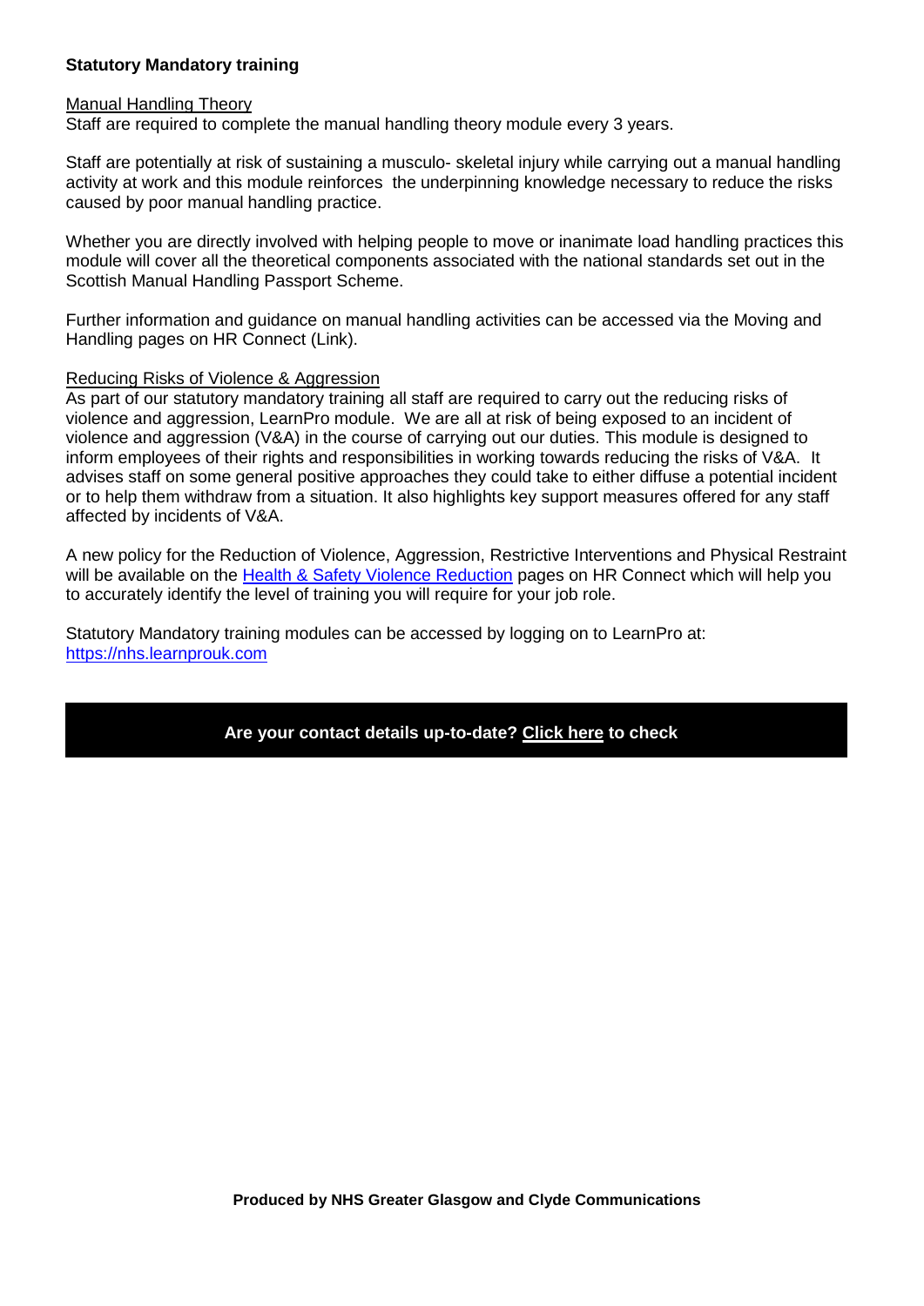**Statutory Mandatory training**

Manual Handling Theory

Staff are required to complete the manual handling theory module every 3 years.

Staff are potentially at risk of sustaining a musculo- skeletal injury while carrying out a manual handling activity at work and this module reinforces the underpinning knowledge necessary to reduce the risks caused by poor manual handling practice.

Whether you are directly involved with helping people to move or inanimate load handling practices this module will cover all the theoretical components associated with the national standards set out in the Scottish Manual Handling Passport Scheme.

Further information and guidance on manual handling activities can be accessed via the Moving and Handling pages on HR Connect (Link).

Reducing Risks of Violence & Aggression

As part of our statutory mandatory training all staff are required to carry out the reducing risks of violence and aggression, LearnPro module. We are all at risk of being exposed to an incident of violence and aggression (V&A) in the course of carrying out our duties. This module is designed to inform employees of their rights and responsibilities in working towards reducing the risks of V&A. It advises staff on some general positive approaches they could take to either diffuse a potential incident or to help them withdraw from a situation. It also highlights key support measures offered for any staff affected by incidents of V&A.

A new policy for the Reduction of Violence, Aggression, Restrictive Interventions and Physical Restraint will be available on the Health & Safety Violence Reduction pages on HR Connect which will help you to accurately identify the level of training you will require for your job role.

Statutory Mandatory training modules can be accessed by logging on to LearnPro at: https://nhs.learnprouk.com

**Are your contact details up-to-date? Click here to check**

**Produced by NHS Greater Glasgow and Clyde Communications**